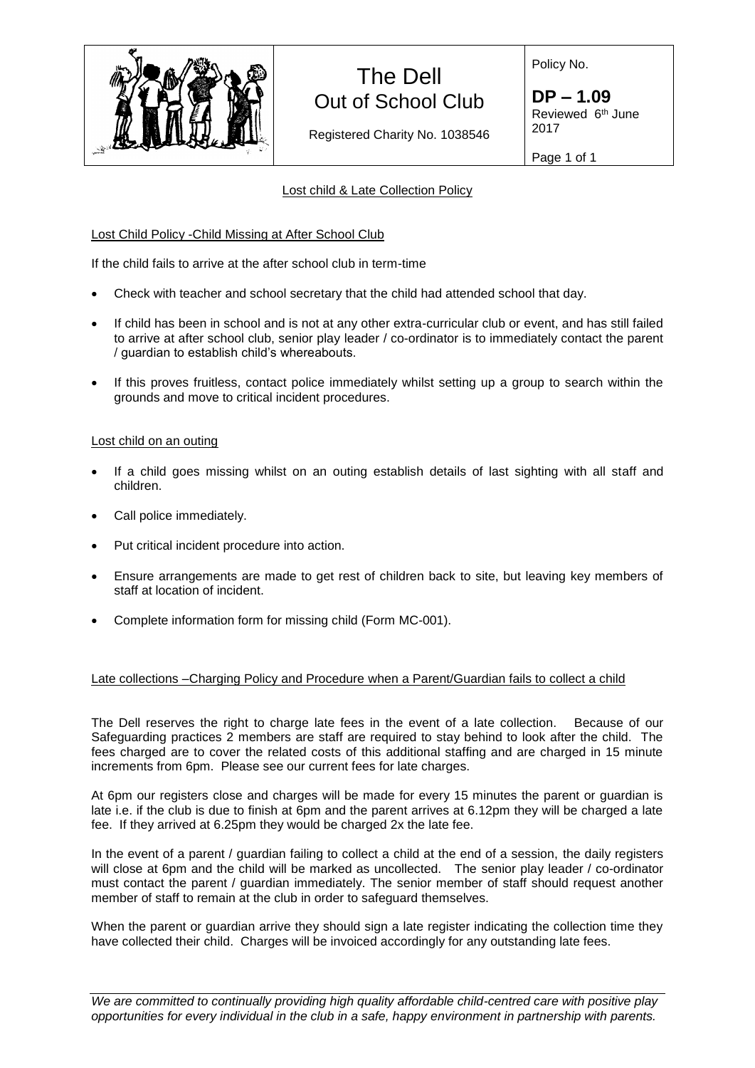| The Dell Out of School Club | Policy No. |
| --- | --- |
| Registered Charity No. 1038546 | **DP – 1.09** Reviewed 6th June 2017 |
| | Page 1 of 1 |

## Lost child & Late Collection Policy

### Lost Child Policy -Child Missing at After School Club

If the child fails to arrive at the after school club in term-time

- Check with teacher and school secretary that the child had attended school that day.
- If child has been in school and is not at any other extra-curricular club or event, and has still failed to arrive at after school club, senior play leader / co-ordinator is to immediately contact the parent / guardian to establish child's whereabouts.
- If this proves fruitless, contact police immediately whilst setting up a group to search within the grounds and move to critical incident procedures.

### Lost child on an outing

- If a child goes missing whilst on an outing establish details of last sighting with all staff and children.
- Call police immediately.
- Put critical incident procedure into action.
- Ensure arrangements are made to get rest of children back to site, but leaving key members of staff at location of incident.
- Complete information form for missing child (Form MC-001).

### Late collections –Charging Policy and Procedure when a Parent/Guardian fails to collect a child

The Dell reserves the right to charge late fees in the event of a late collection. Because of our Safeguarding practices 2 members are staff are required to stay behind to look after the child. The fees charged are to cover the related costs of this additional staffing and are charged in 15 minute increments from 6pm. Please see our current fees for late charges.

At 6pm our registers close and charges will be made for every 15 minutes the parent or guardian is late i.e. if the club is due to finish at 6pm and the parent arrives at 6.12pm they will be charged a late fee. If they arrived at 6.25pm they would be charged 2x the late fee.

In the event of a parent / guardian failing to collect a child at the end of a session, the daily registers will close at 6pm and the child will be marked as uncollected. The senior play leader / co-ordinator must contact the parent / guardian immediately. The senior member of staff should request another member of staff to remain at the club in order to safeguard themselves.

When the parent or guardian arrive they should sign a late register indicating the collection time they have collected their child. Charges will be invoiced accordingly for any outstanding late fees.

*We are committed to continually providing high quality affordable child-centred care with positive play opportunities for every individual in the club in a safe, happy environment in partnership with parents.*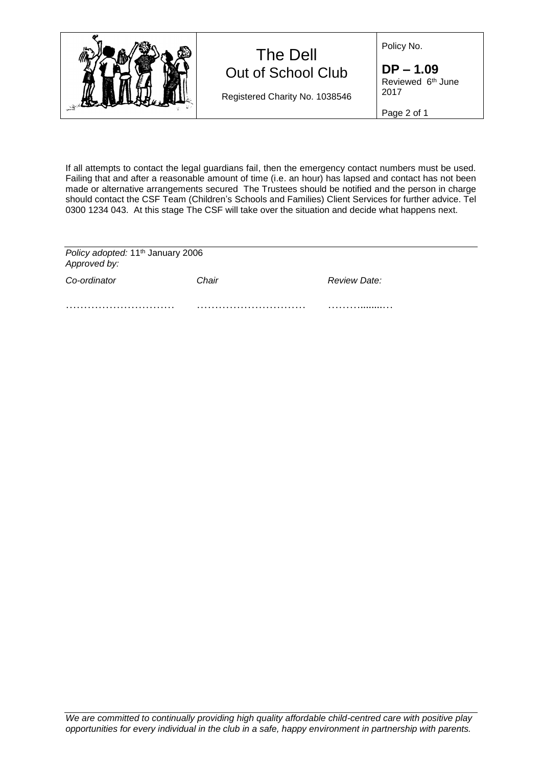If all attempts to contact the legal guardians fail, then the emergency contact numbers must be used. Failing that and after a reasonable amount of time (i.e. an hour) has lapsed and contact has not been made or alternative arrangements secured The Trustees should be notified and the person in charge should contact the CSF Team (Children's Schools and Families) Client Services for further advice. Tel 0300 1234 043. At this stage The CSF will take over the situation and decide what happens next.

---

*Policy adopted:* 11th January 2006
*Approved by:*

| | | |
|---|---|---|
| *Co-ordinator* | *Chair* | *Review Date:* |
| ………………………… | ………………………… | ……….........… |

*We are committed to continually providing high quality affordable child-centred care with positive play opportunities for every individual in the club in a safe, happy environment in partnership with parents.*